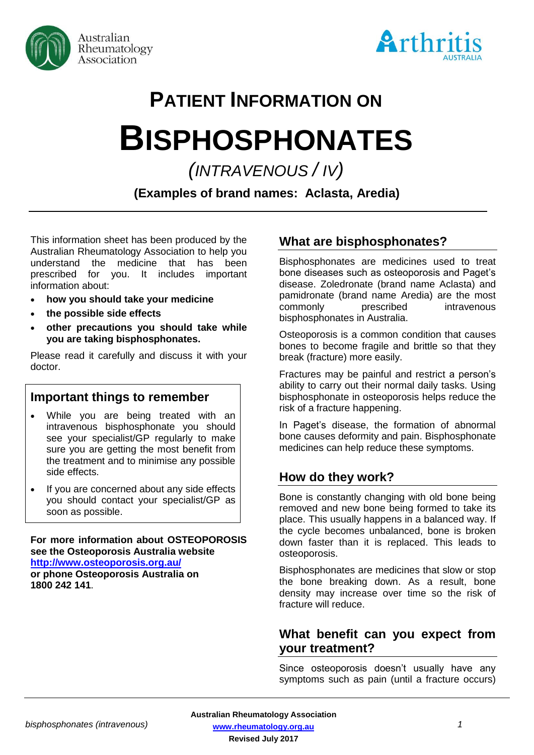# PATIENT INFORMATION ON

# BISPHOSPHONATES

*(INTRAVENOUS / IV)*

**(Examples of brand names: Aclasta, Aredia)**

This information sheet has been produced by the Australian Rheumatology Association to help you understand the medicine that has been prescribed for you. It includes important information about:

- **how you should take your medicine**
- **the possible side effects**
- **other precautions you should take while you are taking bisphosphonates.**

Please read it carefully and discuss it with your doctor.

## Important things to remember

- While you are being treated with an intravenous bisphosphonate you should see your specialist/GP regularly to make sure you are getting the most benefit from the treatment and to minimise any possible side effects.
- If you are concerned about any side effects you should contact your specialist/GP as soon as possible.

**For more information about OSTEOPOROSIS see the Osteoporosis Australia website [http://www.osteoporosis.org.au/](http://www.osteoporosis.org.au/) or phone Osteoporosis Australia on 1800 242 141**.

## What are bisphosphonates?

Bisphosphonates are medicines used to treat bone diseases such as osteoporosis and Paget's disease. Zoledronate (brand name Aclasta) and pamidronate (brand name Aredia) are the most commonly prescribed intravenous bisphosphonates in Australia.

Osteoporosis is a common condition that causes bones to become fragile and brittle so that they break (fracture) more easily.

Fractures may be painful and restrict a person's ability to carry out their normal daily tasks. Using bisphosphonate in osteoporosis helps reduce the risk of a fracture happening.

In Paget's disease, the formation of abnormal bone causes deformity and pain. Bisphosphonate medicines can help reduce these symptoms.

## How do they work?

Bone is constantly changing with old bone being removed and new bone being formed to take its place. This usually happens in a balanced way. If the cycle becomes unbalanced, bone is broken down faster than it is replaced. This leads to osteoporosis.

Bisphosphonates are medicines that slow or stop the bone breaking down. As a result, bone density may increase over time so the risk of fracture will reduce.

## What benefit can you expect from your treatment?

Since osteoporosis doesn't usually have any symptoms such as pain (until a fracture occurs)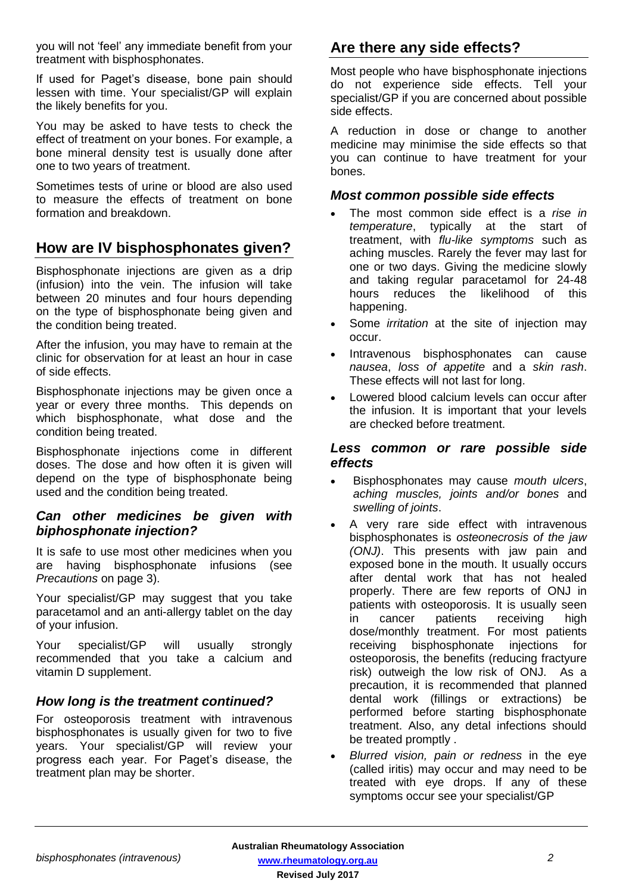you will not 'feel' any immediate benefit from your treatment with bisphosphonates.

If used for Paget's disease, bone pain should lessen with time. Your specialist/GP will explain the likely benefits for you.

You may be asked to have tests to check the effect of treatment on your bones. For example, a bone mineral density test is usually done after one to two years of treatment.

Sometimes tests of urine or blood are also used to measure the effects of treatment on bone formation and breakdown.

## How are IV bisphosphonates given?

Bisphosphonate injections are given as a drip (infusion) into the vein. The infusion will take between 20 minutes and four hours depending on the type of bisphosphonate being given and the condition being treated.

After the infusion, you may have to remain at the clinic for observation for at least an hour in case of side effects.

Bisphosphonate injections may be given once a year or every three months. This depends on which bisphosphonate, what dose and the condition being treated.

Bisphosphonate injections come in different doses. The dose and how often it is given will depend on the type of bisphosphonate being used and the condition being treated.

### *Can other medicines be given with biphosphonate injection?*

It is safe to use most other medicines when you are having bisphosphonate infusions (see *Precautions* on page 3).

Your specialist/GP may suggest that you take paracetamol and an anti-allergy tablet on the day of your infusion.

Your specialist/GP will usually strongly recommended that you take a calcium and vitamin D supplement.

### *How long is the treatment continued?*

For osteoporosis treatment with intravenous bisphosphonates is usually given for two to five years. Your specialist/GP will review your progress each year. For Paget's disease, the treatment plan may be shorter.

## Are there any side effects?

Most people who have bisphosphonate injections do not experience side effects. Tell your specialist/GP if you are concerned about possible side effects.

A reduction in dose or change to another medicine may minimise the side effects so that you can continue to have treatment for your bones.

### *Most common possible side effects*

- The most common side effect is a *rise in temperature*, typically at the start of treatment, with *flu-like symptoms* such as aching muscles. Rarely the fever may last for one or two days. Giving the medicine slowly and taking regular paracetamol for 24-48 hours reduces the likelihood of this happening.
- Some *irritation* at the site of injection may occur.
- Intravenous bisphosphonates can cause *nausea*, *loss of appetite* and a *skin rash*. These effects will not last for long.
- Lowered blood calcium levels can occur after the infusion. It is important that your levels are checked before treatment.

### *Less common or rare possible side effects*

- Bisphosphonates may cause *mouth ulcers*, *aching muscles, joints and/or bones* and *swelling of joints*.
- A very rare side effect with intravenous bisphosphonates is *osteonecrosis of the jaw (ONJ)*. This presents with jaw pain and exposed bone in the mouth. It usually occurs after dental work that has not healed properly. There are few reports of ONJ in patients with osteoporosis. It is usually seen in cancer patients receiving high dose/monthly treatment. For most patients receiving bisphosphonate injections for osteoporosis, the benefits (reducing fractyure risk) outweigh the low risk of ONJ. As a precaution, it is recommended that planned dental work (fillings or extractions) be performed before starting bisphosphonate treatment. Also, any detal infections should be treated promptly .
- *Blurred vision, pain or redness* in the eye (called iritis) may occur and may need to be treated with eye drops. If any of these symptoms occur see your specialist/GP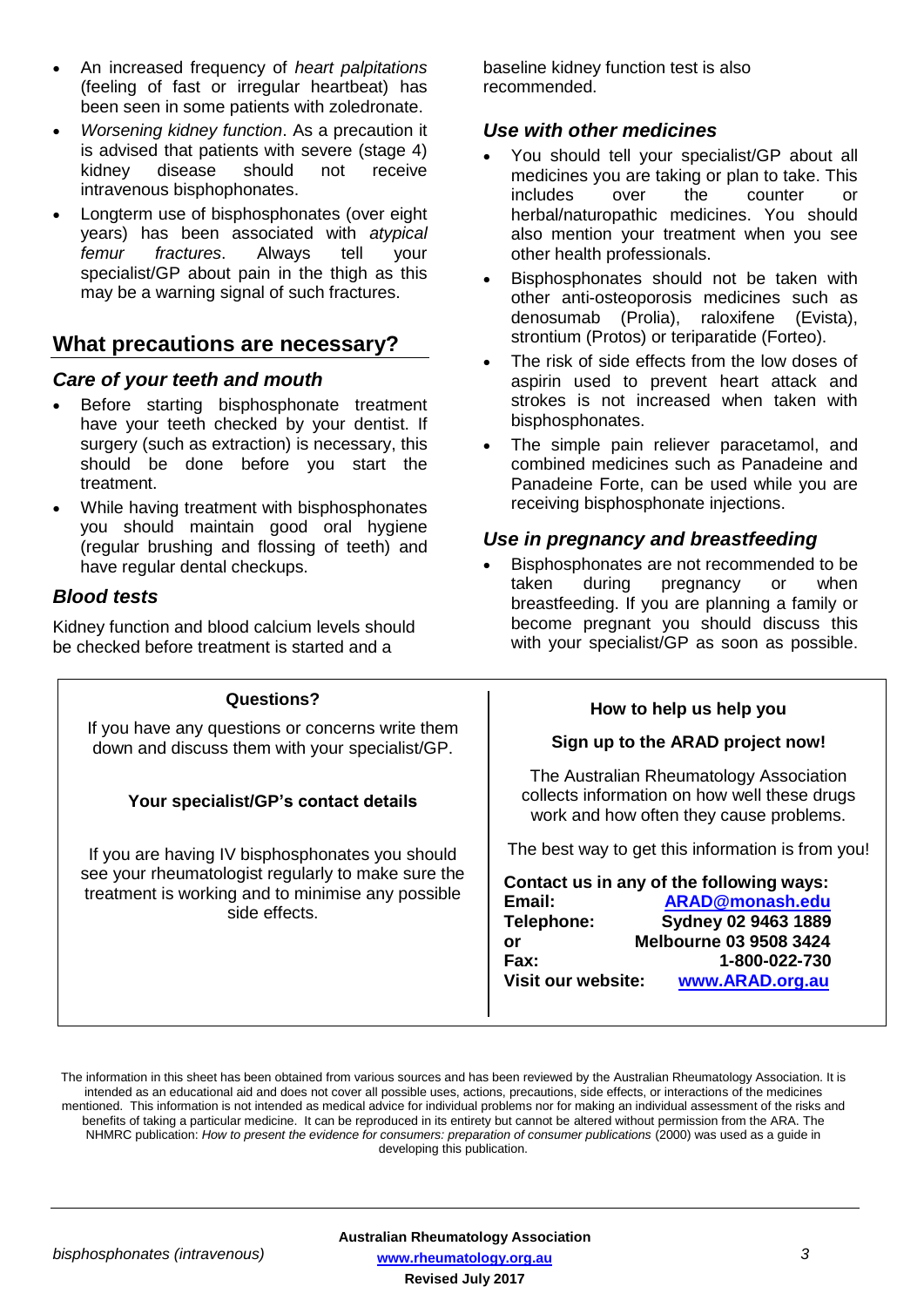- An increased frequency of *heart palpitations* (feeling of fast or irregular heartbeat) has been seen in some patients with zoledronate.
- *Worsening kidney function*. As a precaution it is advised that patients with severe (stage 4) kidney disease should not receive intravenous bisphophonates.
- Longterm use of bisphosphonates (over eight years) has been associated with *atypical femur fractures*. Always tell your specialist/GP about pain in the thigh as this may be a warning signal of such fractures.

## What precautions are necessary?

### *Care of your teeth and mouth*

- Before starting bisphosphonate treatment have your teeth checked by your dentist. If surgery (such as extraction) is necessary, this should be done before you start the treatment.
- While having treatment with bisphosphonates you should maintain good oral hygiene (regular brushing and flossing of teeth) and have regular dental checkups.

### *Blood tests*

Kidney function and blood calcium levels should be checked before treatment is started and a baseline kidney function test is also recommended.

### *Use with other medicines*

- You should tell your specialist/GP about all medicines you are taking or plan to take. This includes over the counter or herbal/naturopathic medicines. You should also mention your treatment when you see other health professionals.
- Bisphosphonates should not be taken with other anti-osteoporosis medicines such as denosumab (Prolia), raloxifene (Evista), strontium (Protos) or teriparatide (Forteo).
- The risk of side effects from the low doses of aspirin used to prevent heart attack and strokes is not increased when taken with bisphosphonates.
- The simple pain reliever paracetamol, and combined medicines such as Panadeine and Panadeine Forte, can be used while you are receiving bisphosphonate injections.

### *Use in pregnancy and breastfeeding*

- Bisphosphonates are not recommended to be taken during pregnancy or when breastfeeding. If you are planning a family or become pregnant you should discuss this with your specialist/GP as soon as possible.

**Questions?**

If you have any questions or concerns write them down and discuss them with your specialist/GP.

**Your specialist/GP's contact details**

If you are having IV bisphosphonates you should see your rheumatologist regularly to make sure the treatment is working and to minimise any possible side effects.

**How to help us help you**

**Sign up to the ARAD project now!**

The Australian Rheumatology Association collects information on how well these drugs work and how often they cause problems.

The best way to get this information is from you!

**Contact us in any of the following ways:**

**Email:** **ARAD@monash.edu**
**Telephone:** **Sydney 02 9463 1889**
**or** **Melbourne 03 9508 3424**
**Fax:** **1-800-022-730**
**Visit our website:** **www.ARAD.org.au**

The information in this sheet has been obtained from various sources and has been reviewed by the Australian Rheumatology Association. It is intended as an educational aid and does not cover all possible uses, actions, precautions, side effects, or interactions of the medicines mentioned. This information is not intended as medical advice for individual problems nor for making an individual assessment of the risks and benefits of taking a particular medicine. It can be reproduced in its entirety but cannot be altered without permission from the ARA. The NHMRC publication: *How to present the evidence for consumers: preparation of consumer publications* (2000) was used as a guide in developing this publication.

**Australian Rheumatology Association**
**www.rheumatology.org.au**
**Revised July 2017**